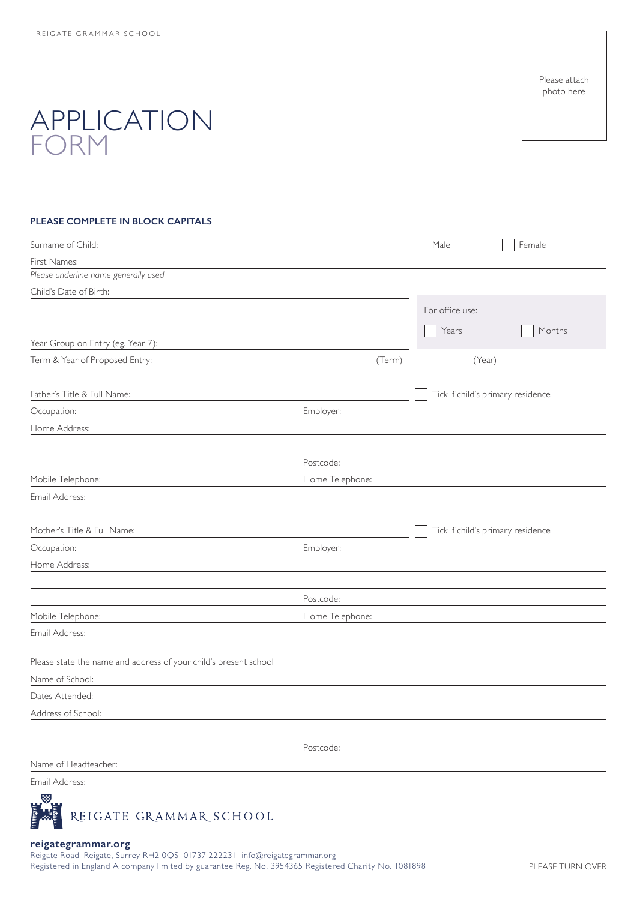REIGATE GRAMMAR SCHOOL

Please attach photo here

# APPLICATION FORM

**PLEASE COMPLETE IN BLOCK CAPITALS**

Surname of Child: ☐ Male ☐ Female

First Names:

*Please underline name generally used*

Child's Date of Birth:

For office use: ☐ Years ☐ Months

Year Group on Entry (eg. Year 7):

Term & Year of Proposed Entry: (Term) (Year)

Father's Title & Full Name: ☐ Tick if child's primary residence

Occupation: Employer:

Home Address:

Postcode:

Mobile Telephone: Home Telephone:

Email Address:

Mother's Title & Full Name: ☐ Tick if child's primary residence

Occupation: Employer:

Home Address:

Postcode:

Mobile Telephone: Home Telephone:

Email Address:

Please state the name and address of your child's present school

Name of School:

Dates Attended:

Address of School:

Postcode:

Name of Headteacher:

Email Address:

REIGATE GRAMMAR SCHOOL

**reigategrammar.org**

Reigate Road, Reigate, Surrey RH2 0QS 01737 222231 info@reigategrammar.org

Registered in England A company limited by guarantee Reg. No. 3954365 Registered Charity No. 1081898

PLEASE TURN OVER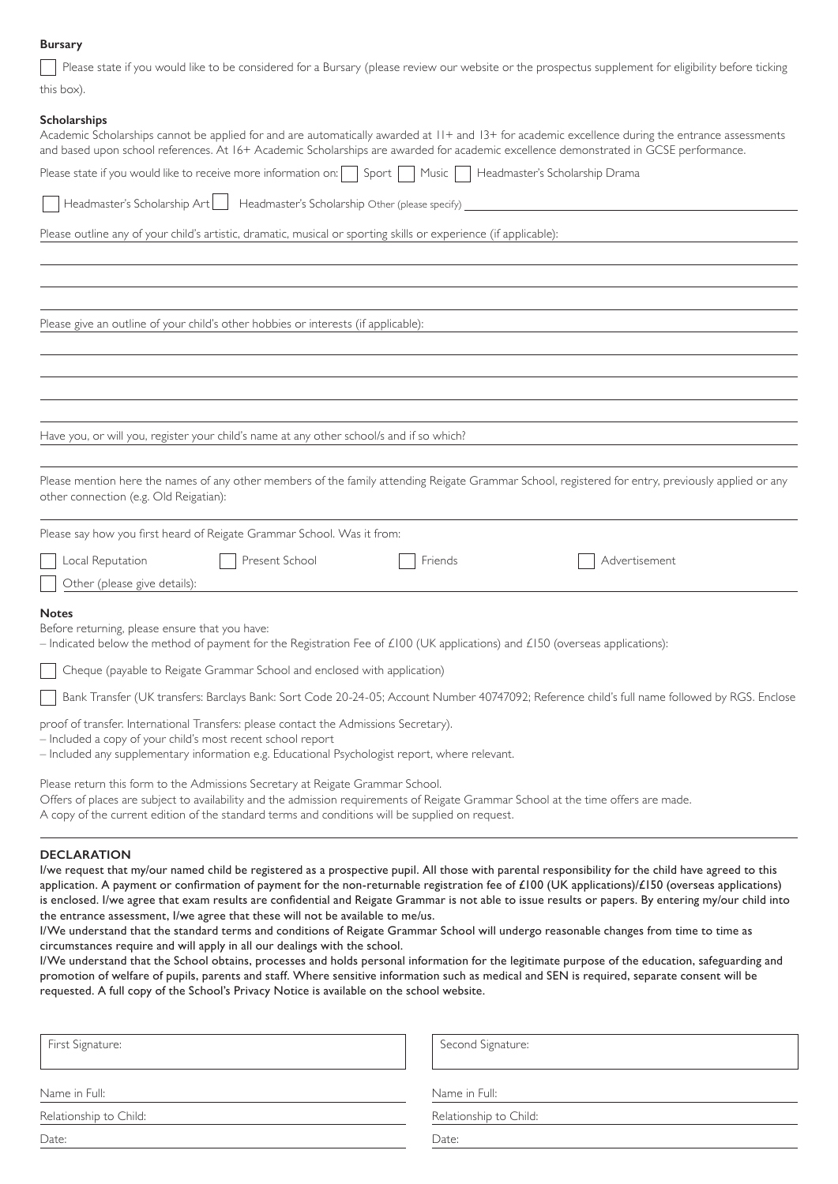**Bursary**

☐ Please state if you would like to be considered for a Bursary (please review our website or the prospectus supplement for eligibility before ticking this box).

**Scholarships**

Academic Scholarships cannot be applied for and are automatically awarded at 11+ and 13+ for academic excellence during the entrance assessments and based upon school references. At 16+ Academic Scholarships are awarded for academic excellence demonstrated in GCSE performance.

Please state if you would like to receive more information on: ☐ Sport ☐ Music ☐ Headmaster's Scholarship Drama

☐ Headmaster's Scholarship Art ☐ Headmaster's Scholarship Other (please specify) \_\_\_\_\_\_\_\_\_\_\_\_\_\_\_\_\_\_\_\_

Please outline any of your child's artistic, dramatic, musical or sporting skills or experience (if applicable):

Please give an outline of your child's other hobbies or interests (if applicable):

Have you, or will you, register your child's name at any other school/s and if so which?

Please mention here the names of any other members of the family attending Reigate Grammar School, registered for entry, previously applied or any other connection (e.g. Old Reigatian):

Please say how you first heard of Reigate Grammar School. Was it from:

☐ Local Reputation ☐ Present School ☐ Friends ☐ Advertisement

☐ Other (please give details):

**Notes**

Before returning, please ensure that you have:

– Indicated below the method of payment for the Registration Fee of £100 (UK applications) and £150 (overseas applications):

☐ Cheque (payable to Reigate Grammar School and enclosed with application)

☐ Bank Transfer (UK transfers: Barclays Bank: Sort Code 20-24-05; Account Number 40747092; Reference child's full name followed by RGS. Enclose proof of transfer. International Transfers: please contact the Admissions Secretary).

– Included a copy of your child's most recent school report

– Included any supplementary information e.g. Educational Psychologist report, where relevant.

Please return this form to the Admissions Secretary at Reigate Grammar School.
Offers of places are subject to availability and the admission requirements of Reigate Grammar School at the time offers are made.
A copy of the current edition of the standard terms and conditions will be supplied on request.

**DECLARATION**

I/we request that my/our named child be registered as a prospective pupil. All those with parental responsibility for the child have agreed to this application. A payment or confirmation of payment for the non-returnable registration fee of £100 (UK applications)/£150 (overseas applications) is enclosed. I/we agree that exam results are confidential and Reigate Grammar is not able to issue results or papers. By entering my/our child into the entrance assessment, I/we agree that these will not be available to me/us.

I/We understand that the standard terms and conditions of Reigate Grammar School will undergo reasonable changes from time to time as circumstances require and will apply in all our dealings with the school.

I/We understand that the School obtains, processes and holds personal information for the legitimate purpose of the education, safeguarding and promotion of welfare of pupils, parents and staff. Where sensitive information such as medical and SEN is required, separate consent will be requested. A full copy of the School's Privacy Notice is available on the school website.

| | |
|---|---|
| First Signature: | Second Signature: |
| Name in Full: | Name in Full: |
| Relationship to Child: | Relationship to Child: |
| Date: | Date: |